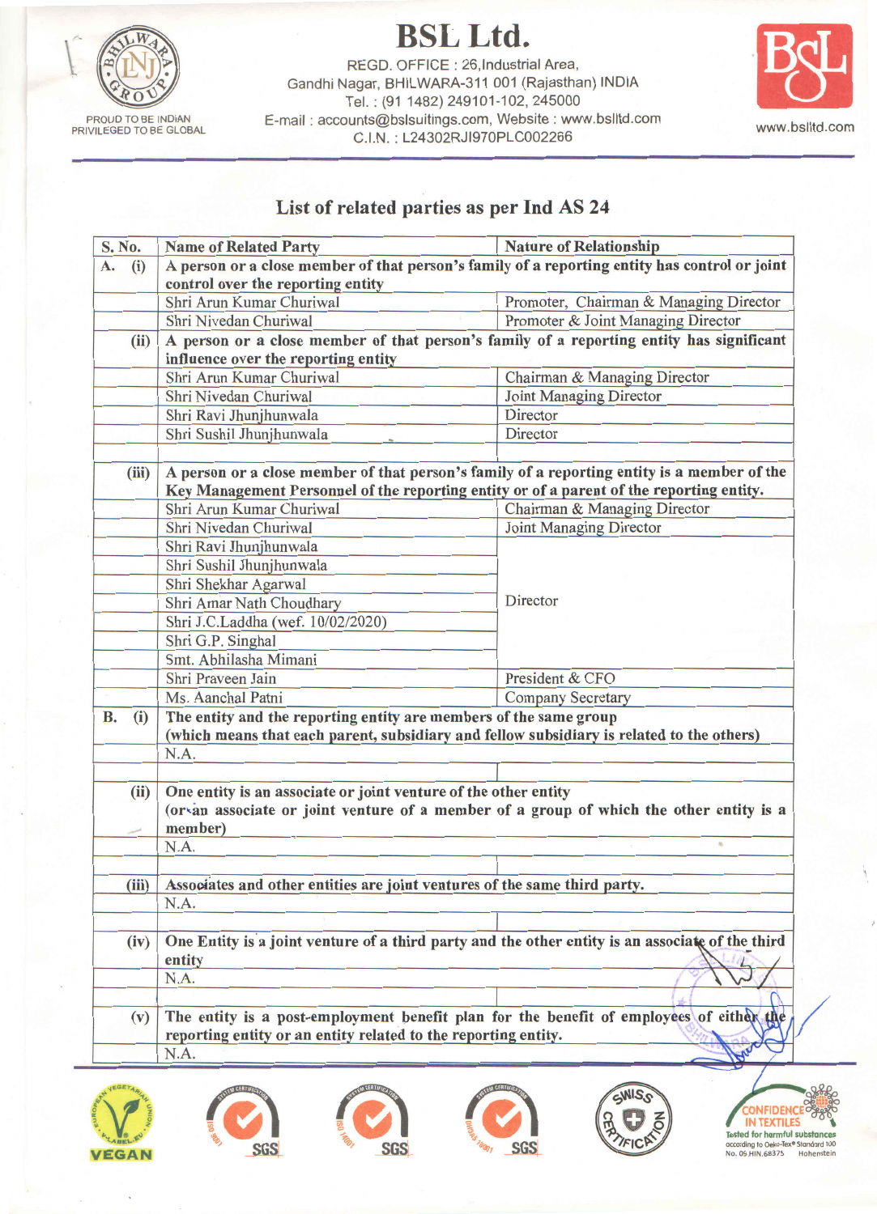# BSL Ltd.

REGD. OFFICE : 26,Industrial Area,
Gandhi Nagar, BHILWARA-311 001 (Rajasthan) INDIA
Tel. : (91 1482) 249101-102, 245000
E-mail : accounts@bslsuitings.com, Website : www.bslltd.com
C.I.N. : L24302RJ1970PLC002266

PROUD TO BE INDIAN
PRIVILEGED TO BE GLOBAL

www.bslltd.com

## List of related parties as per Ind AS 24

| S. No. | Name of Related Party | Nature of Relationship |
|---|---|---|
| **A. (i)** | **A person or a close member of that person's family of a reporting entity has control or joint control over the reporting entity** | |
| | Shri Arun Kumar Churiwal | Promoter, Chairman & Managing Director |
| | Shri Nivedan Churiwal | Promoter & Joint Managing Director |
| **(ii)** | **A person or a close member of that person's family of a reporting entity has significant influence over the reporting entity** | |
| | Shri Arun Kumar Churiwal | Chairman & Managing Director |
| | Shri Nivedan Churiwal | Joint Managing Director |
| | Shri Ravi Jhunjhunwala | Director |
| | Shri Sushil Jhunjhunwala | Director |
| | | |
| **(iii)** | **A person or a close member of that person's family of a reporting entity is a member of the Key Management Personnel of the reporting entity or of a parent of the reporting entity.** | |
| | Shri Arun Kumar Churiwal | Chairman & Managing Director |
| | Shri Nivedan Churiwal | Joint Managing Director |
| | Shri Ravi Jhunjhunwala | Director |
| | Shri Sushil Jhunjhunwala | Director |
| | Shri Shekhar Agarwal | Director |
| | Shri Amar Nath Choudhary | Director |
| | Shri J.C.Laddha (wef. 10/02/2020) | Director |
| | Shri G.P. Singhal | Director |
| | Smt. Abhilasha Mimani | Director |
| | Shri Praveen Jain | President & CFO |
| | Ms. Aanchal Patni | Company Secretary |
| **B. (i)** | **The entity and the reporting entity are members of the same group (which means that each parent, subsidiary and fellow subsidiary is related to the others)** | |
| | N.A. | |
| | | |
| **(ii)** | **One entity is an associate or joint venture of the other entity (or an associate or joint venture of a member of a group of which the other entity is a member)** | |
| | N.A. | |
| | | |
| **(iii)** | **Associates and other entities are joint ventures of the same third party.** | |
| | N.A. | |
| | | |
| **(iv)** | **One Entity is a joint venture of a third party and the other entity is an associate of the third entity** | |
| | N.A. | |
| | | |
| **(v)** | **The entity is a post-employment benefit plan for the benefit of employees of either the reporting entity or an entity related to the reporting entity.** | |
| | N.A. | |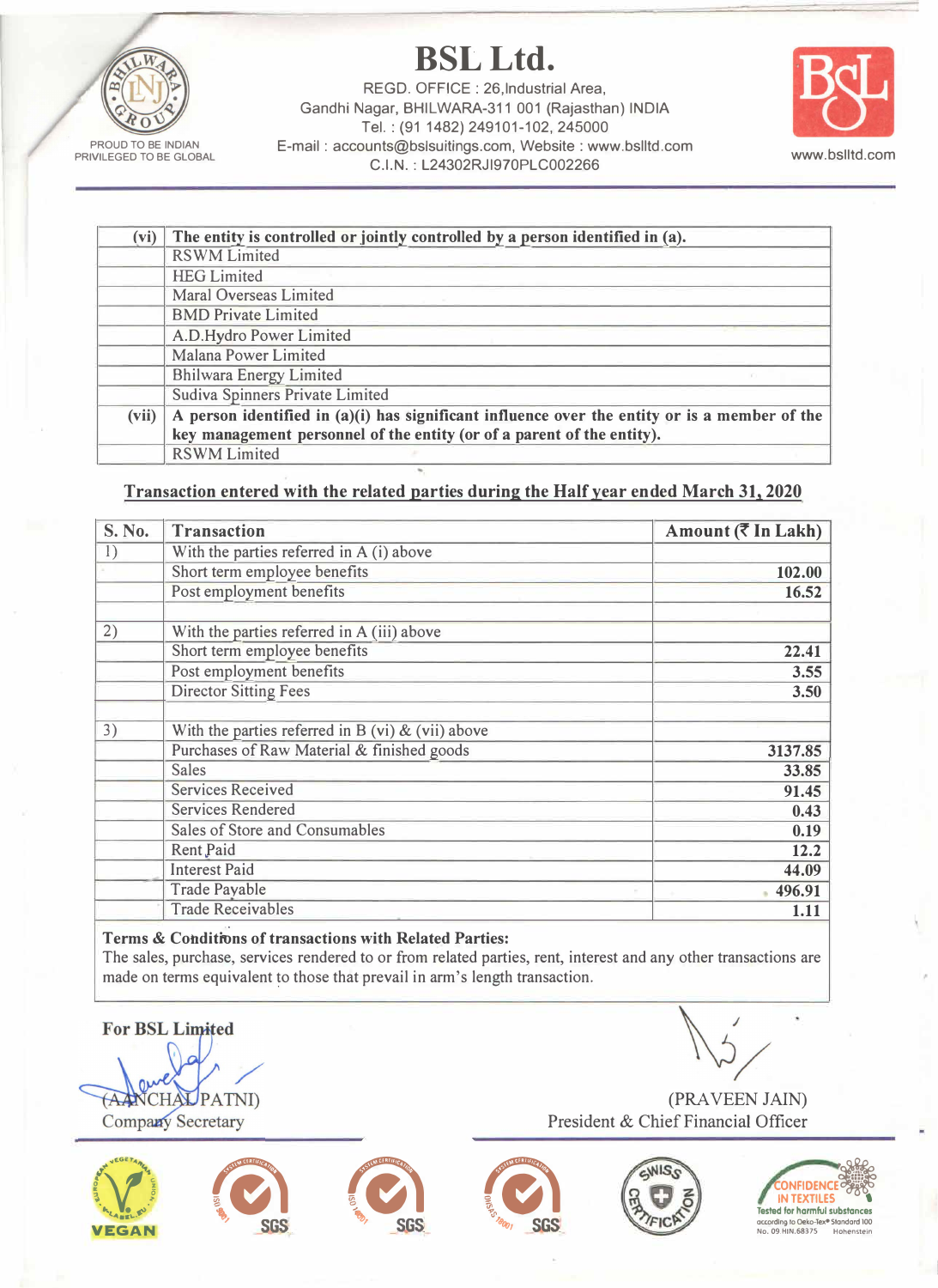# BSL Ltd.

REGD. OFFICE : 26,Industrial Area,
Gandhi Nagar, BHILWARA-311 001 (Rajasthan) INDIA
Tel. : (91 1482) 249101-102, 245000
E-mail : accounts@bslsuitings.com, Website : www.bslltd.com
C.I.N. : L24302RJ1970PLC002266

| | |
|---|---|
| **(vi)** | **The entity is controlled or jointly controlled by a person identified in (a).** |
| | RSWM Limited |
| | HEG Limited |
| | Maral Overseas Limited |
| | BMD Private Limited |
| | A.D.Hydro Power Limited |
| | Malana Power Limited |
| | Bhilwara Energy Limited |
| | Sudiva Spinners Private Limited |
| **(vii)** | **A person identified in (a)(i) has significant influence over the entity or is a member of the key management personnel of the entity (or of a parent of the entity).** |
| | RSWM Limited |

## Transaction entered with the related parties during the Half year ended March 31, 2020

| S. No. | Transaction | Amount (₹ In Lakh) |
|---|---|---|
| 1) | With the parties referred in A (i) above | |
| | Short term employee benefits | **102.00** |
| | Post employment benefits | **16.52** |
| | | |
| 2) | With the parties referred in A (iii) above | |
| | Short term employee benefits | **22.41** |
| | Post employment benefits | **3.55** |
| | Director Sitting Fees | **3.50** |
| | | |
| 3) | With the parties referred in B (vi) & (vii) above | |
| | Purchases of Raw Material & finished goods | **3137.85** |
| | Sales | **33.85** |
| | Services Received | **91.45** |
| | Services Rendered | **0.43** |
| | Sales of Store and Consumables | **0.19** |
| | Rent Paid | **12.2** |
| | Interest Paid | **44.09** |
| | Trade Payable | **496.91** |
| | Trade Receivables | **1.11** |

**Terms & Conditions of transactions with Related Parties:**
The sales, purchase, services rendered to or from related parties, rent, interest and any other transactions are made on terms equivalent to those that prevail in arm's length transaction.

**For BSL Limited**

(AANCHAL PATNI)
Company Secretary

(PRAVEEN JAIN)
President & Chief Financial Officer